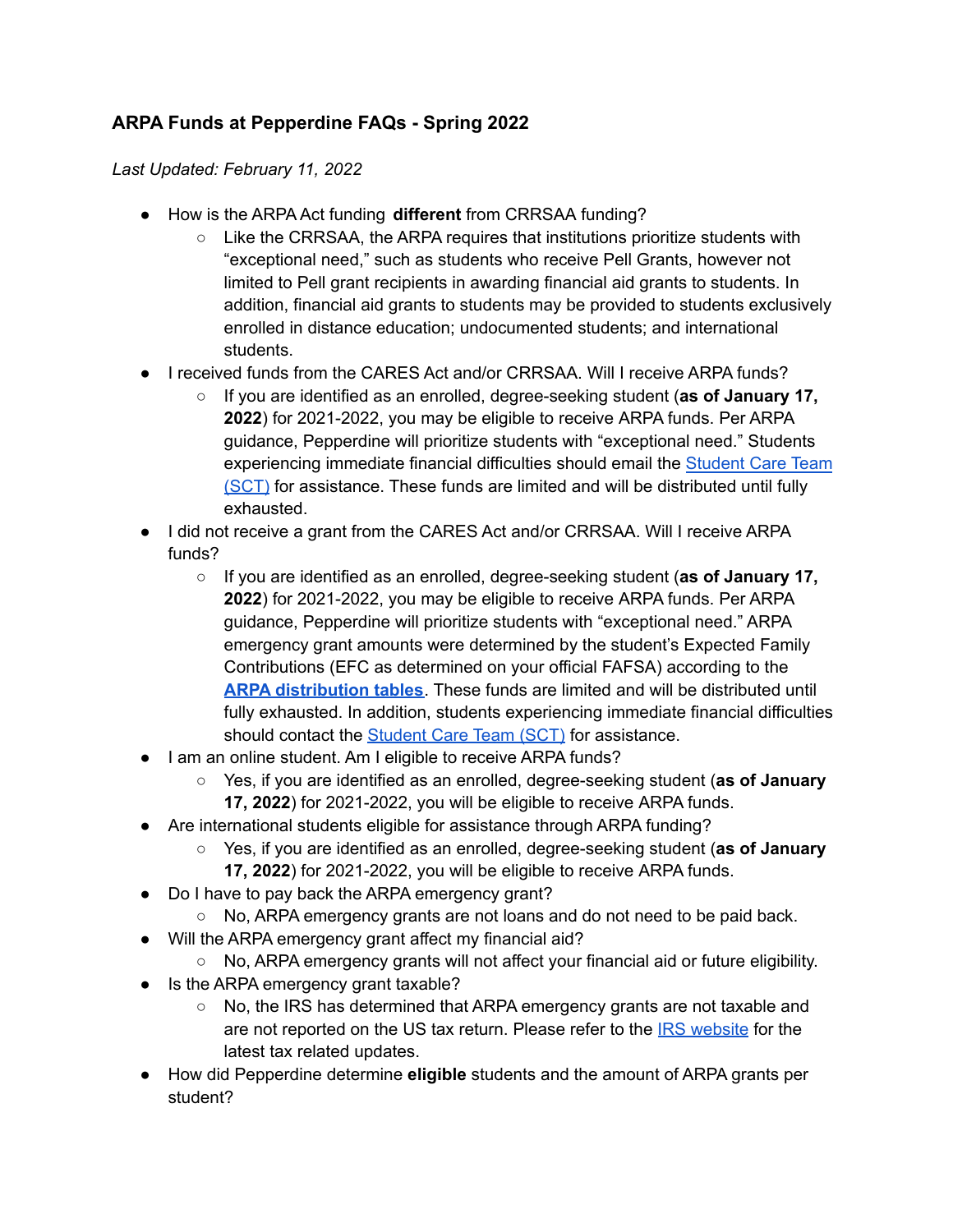## ARPA Funds at Pepperdine FAQs - Spring 2022

*Last Updated: February 11, 2022*

- How is the ARPA Act funding **different** from CRRSAA funding?
  - Like the CRRSAA, the ARPA requires that institutions prioritize students with "exceptional need," such as students who receive Pell Grants, however not limited to Pell grant recipients in awarding financial aid grants to students. In addition, financial aid grants to students may be provided to students exclusively enrolled in distance education; undocumented students; and international students.
- I received funds from the CARES Act and/or CRRSAA. Will I receive ARPA funds?
  - If you are identified as an enrolled, degree-seeking student (**as of January 17, 2022**) for 2021-2022, you may be eligible to receive ARPA funds. Per ARPA guidance, Pepperdine will prioritize students with "exceptional need." Students experiencing immediate financial difficulties should email the [Student Care Team (SCT)]() for assistance. These funds are limited and will be distributed until fully exhausted.
- I did not receive a grant from the CARES Act and/or CRRSAA. Will I receive ARPA funds?
  - If you are identified as an enrolled, degree-seeking student (**as of January 17, 2022**) for 2021-2022, you may be eligible to receive ARPA funds. Per ARPA guidance, Pepperdine will prioritize students with "exceptional need." ARPA emergency grant amounts were determined by the student's Expected Family Contributions (EFC as determined on your official FAFSA) according to the [**ARPA distribution tables**](). These funds are limited and will be distributed until fully exhausted. In addition, students experiencing immediate financial difficulties should contact the [Student Care Team (SCT)]() for assistance.
- I am an online student. Am I eligible to receive ARPA funds?
  - Yes, if you are identified as an enrolled, degree-seeking student (**as of January 17, 2022**) for 2021-2022, you will be eligible to receive ARPA funds.
- Are international students eligible for assistance through ARPA funding?
  - Yes, if you are identified as an enrolled, degree-seeking student (**as of January 17, 2022**) for 2021-2022, you will be eligible to receive ARPA funds.
- Do I have to pay back the ARPA emergency grant?
  - No, ARPA emergency grants are not loans and do not need to be paid back.
- Will the ARPA emergency grant affect my financial aid?
  - No, ARPA emergency grants will not affect your financial aid or future eligibility.
- Is the ARPA emergency grant taxable?
  - No, the IRS has determined that ARPA emergency grants are not taxable and are not reported on the US tax return. Please refer to the [IRS website]() for the latest tax related updates.
- How did Pepperdine determine **eligible** students and the amount of ARPA grants per student?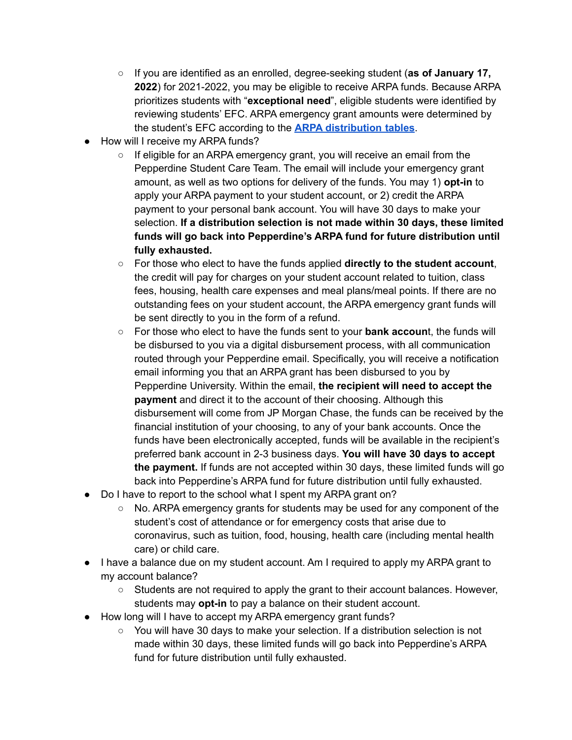- If you are identified as an enrolled, degree-seeking student (**as of January 17, 2022**) for 2021-2022, you may be eligible to receive ARPA funds. Because ARPA prioritizes students with "**exceptional need**", eligible students were identified by reviewing students' EFC. ARPA emergency grant amounts were determined by the student's EFC according to the **ARPA distribution tables**.
- How will I receive my ARPA funds?
  - If eligible for an ARPA emergency grant, you will receive an email from the Pepperdine Student Care Team. The email will include your emergency grant amount, as well as two options for delivery of the funds. You may 1) **opt-in** to apply your ARPA payment to your student account, or 2) credit the ARPA payment to your personal bank account. You will have 30 days to make your selection. **If a distribution selection is not made within 30 days, these limited funds will go back into Pepperdine's ARPA fund for future distribution until fully exhausted.**
  - For those who elect to have the funds applied **directly to the student account**, the credit will pay for charges on your student account related to tuition, class fees, housing, health care expenses and meal plans/meal points. If there are no outstanding fees on your student account, the ARPA emergency grant funds will be sent directly to you in the form of a refund.
  - For those who elect to have the funds sent to your **bank accoun**t, the funds will be disbursed to you via a digital disbursement process, with all communication routed through your Pepperdine email. Specifically, you will receive a notification email informing you that an ARPA grant has been disbursed to you by Pepperdine University. Within the email, **the recipient will need to accept the payment** and direct it to the account of their choosing. Although this disbursement will come from JP Morgan Chase, the funds can be received by the financial institution of your choosing, to any of your bank accounts. Once the funds have been electronically accepted, funds will be available in the recipient's preferred bank account in 2-3 business days. **You will have 30 days to accept the payment.** If funds are not accepted within 30 days, these limited funds will go back into Pepperdine's ARPA fund for future distribution until fully exhausted.
- Do I have to report to the school what I spent my ARPA grant on?
  - No. ARPA emergency grants for students may be used for any component of the student's cost of attendance or for emergency costs that arise due to coronavirus, such as tuition, food, housing, health care (including mental health care) or child care.
- I have a balance due on my student account. Am I required to apply my ARPA grant to my account balance?
  - Students are not required to apply the grant to their account balances. However, students may **opt-in** to pay a balance on their student account.
- How long will I have to accept my ARPA emergency grant funds?
  - You will have 30 days to make your selection. If a distribution selection is not made within 30 days, these limited funds will go back into Pepperdine's ARPA fund for future distribution until fully exhausted.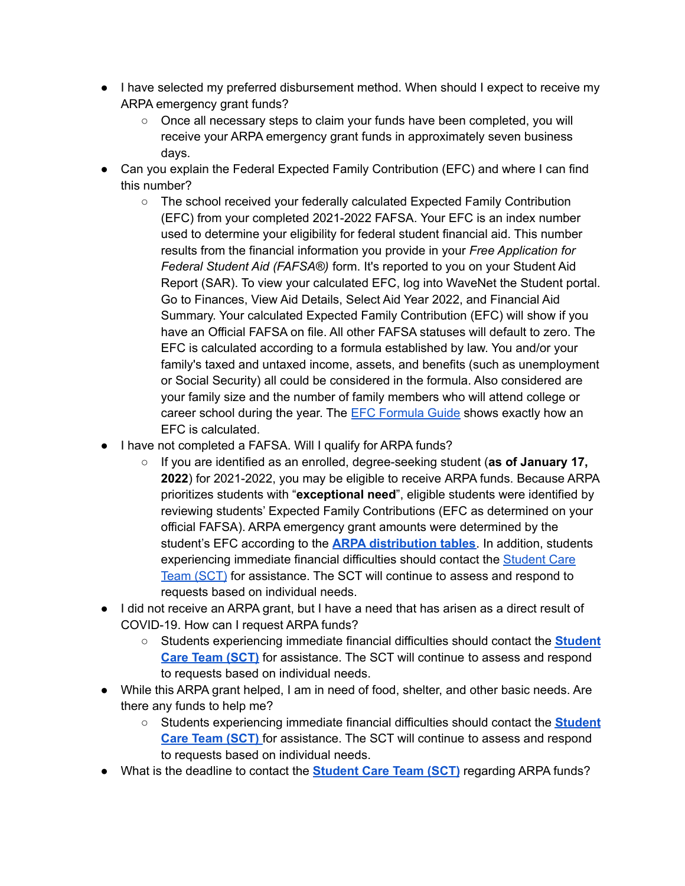- I have selected my preferred disbursement method. When should I expect to receive my ARPA emergency grant funds?
    - Once all necessary steps to claim your funds have been completed, you will receive your ARPA emergency grant funds in approximately seven business days.
- Can you explain the Federal Expected Family Contribution (EFC) and where I can find this number?
    - The school received your federally calculated Expected Family Contribution (EFC) from your completed 2021-2022 FAFSA. Your EFC is an index number used to determine your eligibility for federal student financial aid. This number results from the financial information you provide in your *Free Application for Federal Student Aid (FAFSA®)* form. It's reported to you on your Student Aid Report (SAR). To view your calculated EFC, log into WaveNet the Student portal. Go to Finances, View Aid Details, Select Aid Year 2022, and Financial Aid Summary. Your calculated Expected Family Contribution (EFC) will show if you have an Official FAFSA on file. All other FAFSA statuses will default to zero. The EFC is calculated according to a formula established by law. You and/or your family's taxed and untaxed income, assets, and benefits (such as unemployment or Social Security) all could be considered in the formula. Also considered are your family size and the number of family members who will attend college or career school during the year. The EFC Formula Guide shows exactly how an EFC is calculated.
- I have not completed a FAFSA. Will I qualify for ARPA funds?
    - If you are identified as an enrolled, degree-seeking student (**as of January 17, 2022**) for 2021-2022, you may be eligible to receive ARPA funds. Because ARPA prioritizes students with "**exceptional need**", eligible students were identified by reviewing students' Expected Family Contributions (EFC as determined on your official FAFSA). ARPA emergency grant amounts were determined by the student's EFC according to the **ARPA distribution tables**. In addition, students experiencing immediate financial difficulties should contact the Student Care Team (SCT) for assistance. The SCT will continue to assess and respond to requests based on individual needs.
- I did not receive an ARPA grant, but I have a need that has arisen as a direct result of COVID-19. How can I request ARPA funds?
    - Students experiencing immediate financial difficulties should contact the **Student Care Team (SCT)** for assistance. The SCT will continue to assess and respond to requests based on individual needs.
- While this ARPA grant helped, I am in need of food, shelter, and other basic needs. Are there any funds to help me?
    - Students experiencing immediate financial difficulties should contact the **Student Care Team (SCT)** for assistance. The SCT will continue to assess and respond to requests based on individual needs.
- What is the deadline to contact the **Student Care Team (SCT)** regarding ARPA funds?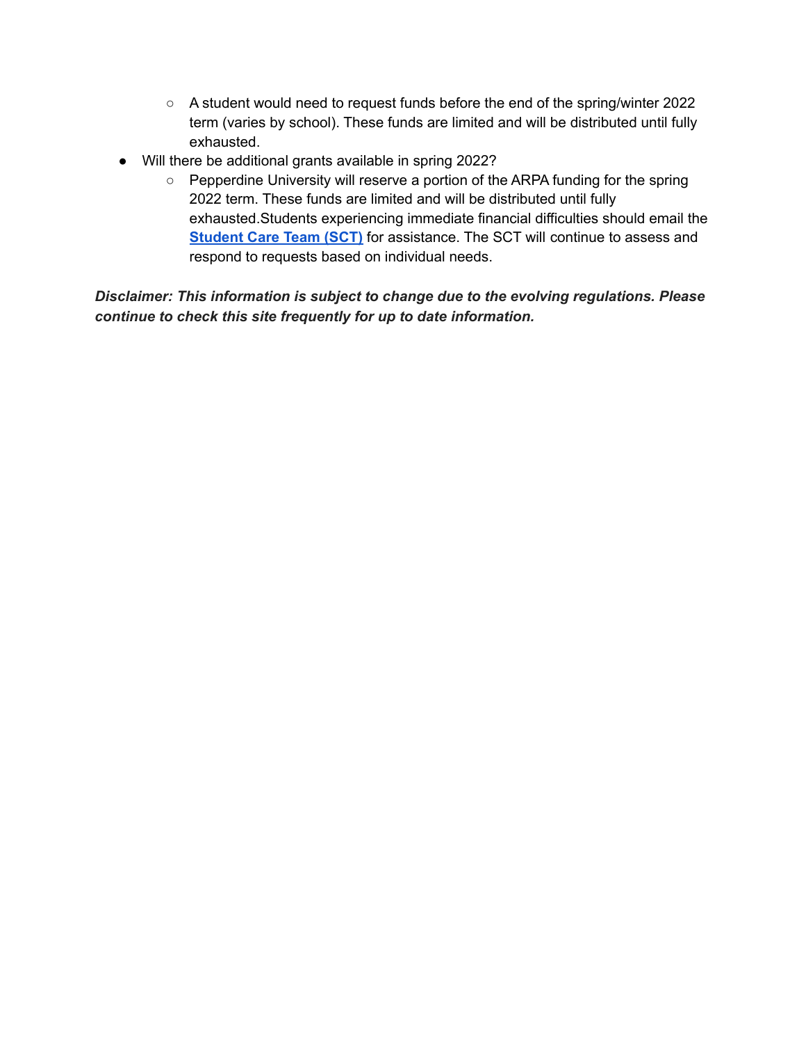- A student would need to request funds before the end of the spring/winter 2022 term (varies by school). These funds are limited and will be distributed until fully exhausted.
- Will there be additional grants available in spring 2022?
    - Pepperdine University will reserve a portion of the ARPA funding for the spring 2022 term. These funds are limited and will be distributed until fully exhausted.Students experiencing immediate financial difficulties should email the **Student Care Team (SCT)** for assistance. The SCT will continue to assess and respond to requests based on individual needs.

***Disclaimer: This information is subject to change due to the evolving regulations. Please continue to check this site frequently for up to date information.***